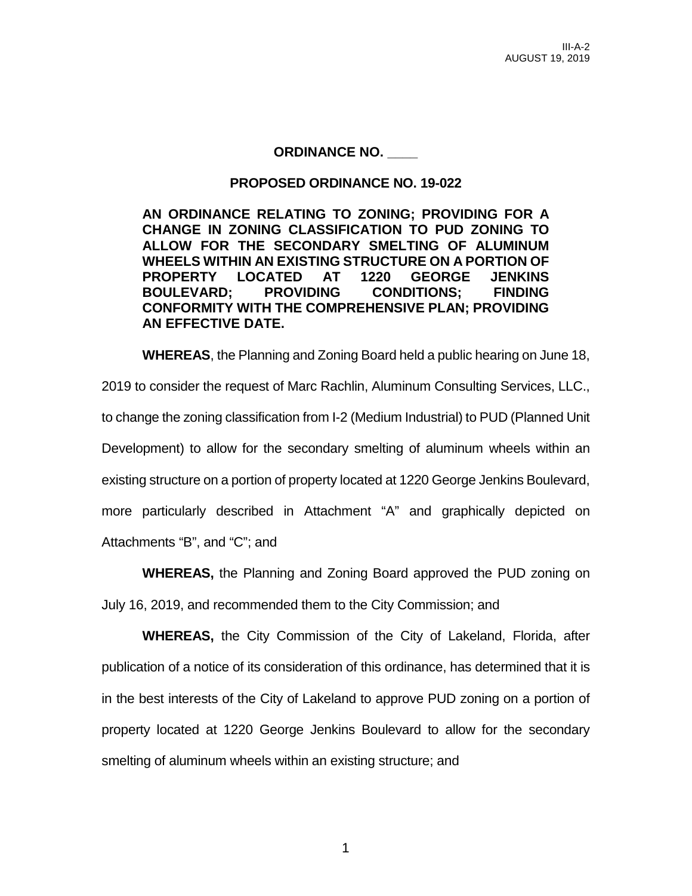III-A-2
AUGUST 19, 2019

**ORDINANCE NO. ____**

**PROPOSED ORDINANCE NO. 19-022**

**AN ORDINANCE RELATING TO ZONING; PROVIDING FOR A CHANGE IN ZONING CLASSIFICATION TO PUD ZONING TO ALLOW FOR THE SECONDARY SMELTING OF ALUMINUM WHEELS WITHIN AN EXISTING STRUCTURE ON A PORTION OF PROPERTY LOCATED AT 1220 GEORGE JENKINS BOULEVARD; PROVIDING CONDITIONS; FINDING CONFORMITY WITH THE COMPREHENSIVE PLAN; PROVIDING AN EFFECTIVE DATE.**

**WHEREAS**, the Planning and Zoning Board held a public hearing on June 18, 2019 to consider the request of Marc Rachlin, Aluminum Consulting Services, LLC., to change the zoning classification from I-2 (Medium Industrial) to PUD (Planned Unit Development) to allow for the secondary smelting of aluminum wheels within an existing structure on a portion of property located at 1220 George Jenkins Boulevard, more particularly described in Attachment "A" and graphically depicted on Attachments "B", and "C"; and

**WHEREAS,** the Planning and Zoning Board approved the PUD zoning on July 16, 2019, and recommended them to the City Commission; and

**WHEREAS,** the City Commission of the City of Lakeland, Florida, after publication of a notice of its consideration of this ordinance, has determined that it is in the best interests of the City of Lakeland to approve PUD zoning on a portion of property located at 1220 George Jenkins Boulevard to allow for the secondary smelting of aluminum wheels within an existing structure; and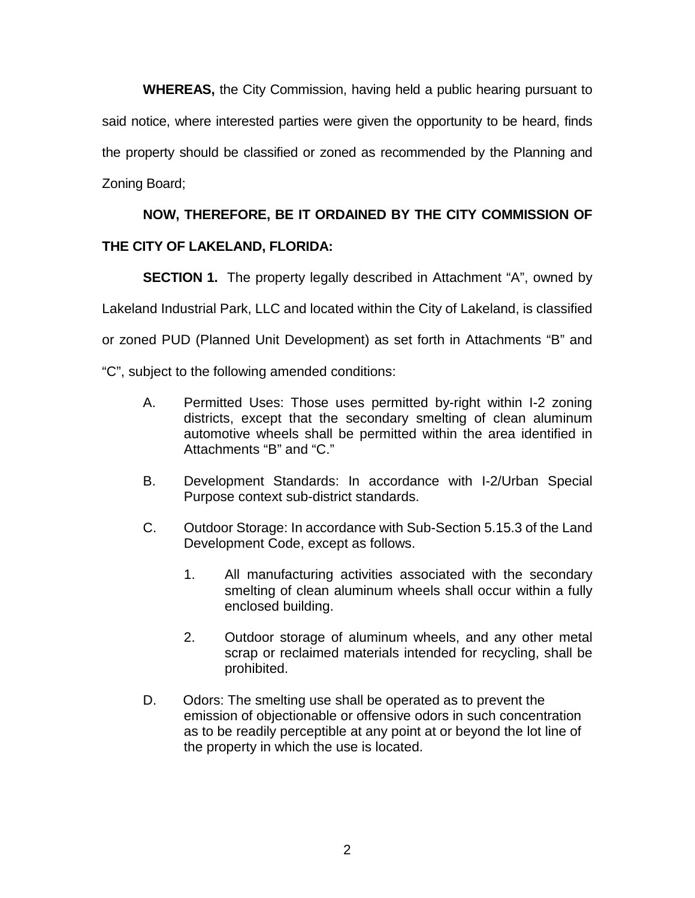**WHEREAS,** the City Commission, having held a public hearing pursuant to said notice, where interested parties were given the opportunity to be heard, finds the property should be classified or zoned as recommended by the Planning and Zoning Board;

**NOW, THEREFORE, BE IT ORDAINED BY THE CITY COMMISSION OF THE CITY OF LAKELAND, FLORIDA:**

**SECTION 1.** The property legally described in Attachment "A", owned by Lakeland Industrial Park, LLC and located within the City of Lakeland, is classified or zoned PUD (Planned Unit Development) as set forth in Attachments "B" and "C", subject to the following amended conditions:

A. Permitted Uses: Those uses permitted by-right within I-2 zoning districts, except that the secondary smelting of clean aluminum automotive wheels shall be permitted within the area identified in Attachments "B" and "C."

B. Development Standards: In accordance with I-2/Urban Special Purpose context sub-district standards.

C. Outdoor Storage: In accordance with Sub-Section 5.15.3 of the Land Development Code, except as follows.

   1. All manufacturing activities associated with the secondary smelting of clean aluminum wheels shall occur within a fully enclosed building.

   2. Outdoor storage of aluminum wheels, and any other metal scrap or reclaimed materials intended for recycling, shall be prohibited.

D. Odors: The smelting use shall be operated as to prevent the emission of objectionable or offensive odors in such concentration as to be readily perceptible at any point at or beyond the lot line of the property in which the use is located.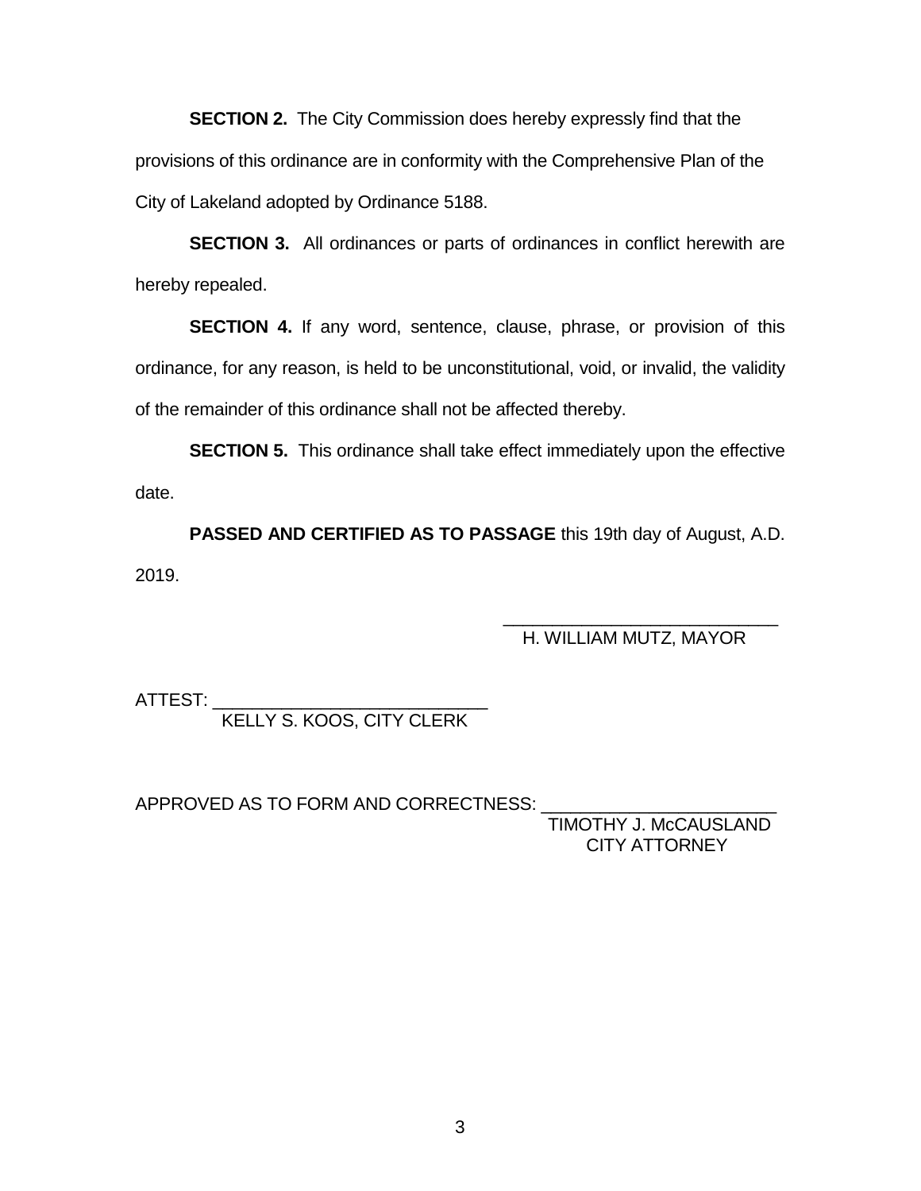**SECTION 2.** The City Commission does hereby expressly find that the provisions of this ordinance are in conformity with the Comprehensive Plan of the City of Lakeland adopted by Ordinance 5188.

**SECTION 3.** All ordinances or parts of ordinances in conflict herewith are hereby repealed.

**SECTION 4.** If any word, sentence, clause, phrase, or provision of this ordinance, for any reason, is held to be unconstitutional, void, or invalid, the validity of the remainder of this ordinance shall not be affected thereby.

**SECTION 5.** This ordinance shall take effect immediately upon the effective date.

**PASSED AND CERTIFIED AS TO PASSAGE** this 19th day of August, A.D. 2019.

\_\_\_\_\_\_\_\_\_\_\_\_\_\_\_\_\_\_\_\_\_\_\_\_\_\_\_\_
H. WILLIAM MUTZ, MAYOR

ATTEST: \_\_\_\_\_\_\_\_\_\_\_\_\_\_\_\_\_\_\_\_\_\_\_\_\_\_\_\_
KELLY S. KOOS, CITY CLERK

APPROVED AS TO FORM AND CORRECTNESS: \_\_\_\_\_\_\_\_\_\_\_\_\_\_\_\_\_\_\_\_\_\_\_\_
TIMOTHY J. McCAUSLAND
CITY ATTORNEY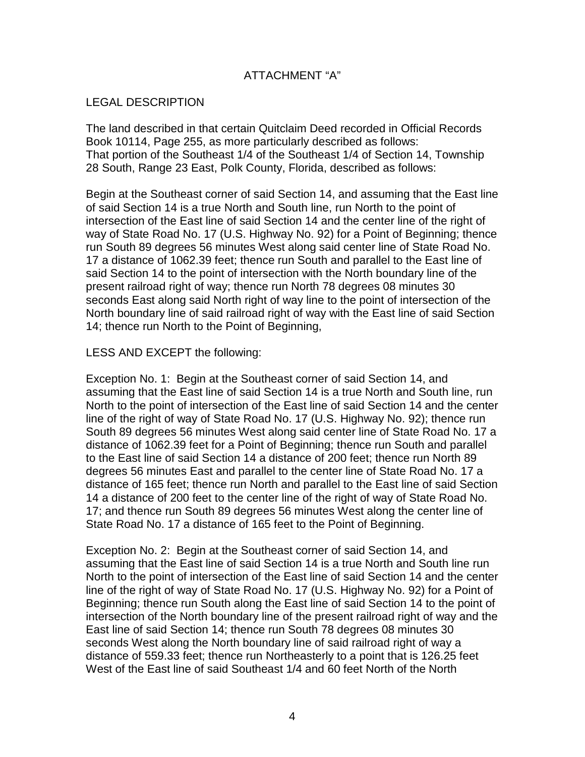ATTACHMENT "A"

LEGAL DESCRIPTION

The land described in that certain Quitclaim Deed recorded in Official Records Book 10114, Page 255, as more particularly described as follows:
That portion of the Southeast 1/4 of the Southeast 1/4 of Section 14, Township 28 South, Range 23 East, Polk County, Florida, described as follows:

Begin at the Southeast corner of said Section 14, and assuming that the East line of said Section 14 is a true North and South line, run North to the point of intersection of the East line of said Section 14 and the center line of the right of way of State Road No. 17 (U.S. Highway No. 92) for a Point of Beginning; thence run South 89 degrees 56 minutes West along said center line of State Road No. 17 a distance of 1062.39 feet; thence run South and parallel to the East line of said Section 14 to the point of intersection with the North boundary line of the present railroad right of way; thence run North 78 degrees 08 minutes 30 seconds East along said North right of way line to the point of intersection of the North boundary line of said railroad right of way with the East line of said Section 14; thence run North to the Point of Beginning,

LESS AND EXCEPT the following:

Exception No. 1: Begin at the Southeast corner of said Section 14, and assuming that the East line of said Section 14 is a true North and South line, run North to the point of intersection of the East line of said Section 14 and the center line of the right of way of State Road No. 17 (U.S. Highway No. 92); thence run South 89 degrees 56 minutes West along said center line of State Road No. 17 a distance of 1062.39 feet for a Point of Beginning; thence run South and parallel to the East line of said Section 14 a distance of 200 feet; thence run North 89 degrees 56 minutes East and parallel to the center line of State Road No. 17 a distance of 165 feet; thence run North and parallel to the East line of said Section 14 a distance of 200 feet to the center line of the right of way of State Road No. 17; and thence run South 89 degrees 56 minutes West along the center line of State Road No. 17 a distance of 165 feet to the Point of Beginning.

Exception No. 2: Begin at the Southeast corner of said Section 14, and assuming that the East line of said Section 14 is a true North and South line run North to the point of intersection of the East line of said Section 14 and the center line of the right of way of State Road No. 17 (U.S. Highway No. 92) for a Point of Beginning; thence run South along the East line of said Section 14 to the point of intersection of the North boundary line of the present railroad right of way and the East line of said Section 14; thence run South 78 degrees 08 minutes 30 seconds West along the North boundary line of said railroad right of way a distance of 559.33 feet; thence run Northeasterly to a point that is 126.25 feet West of the East line of said Southeast 1/4 and 60 feet North of the North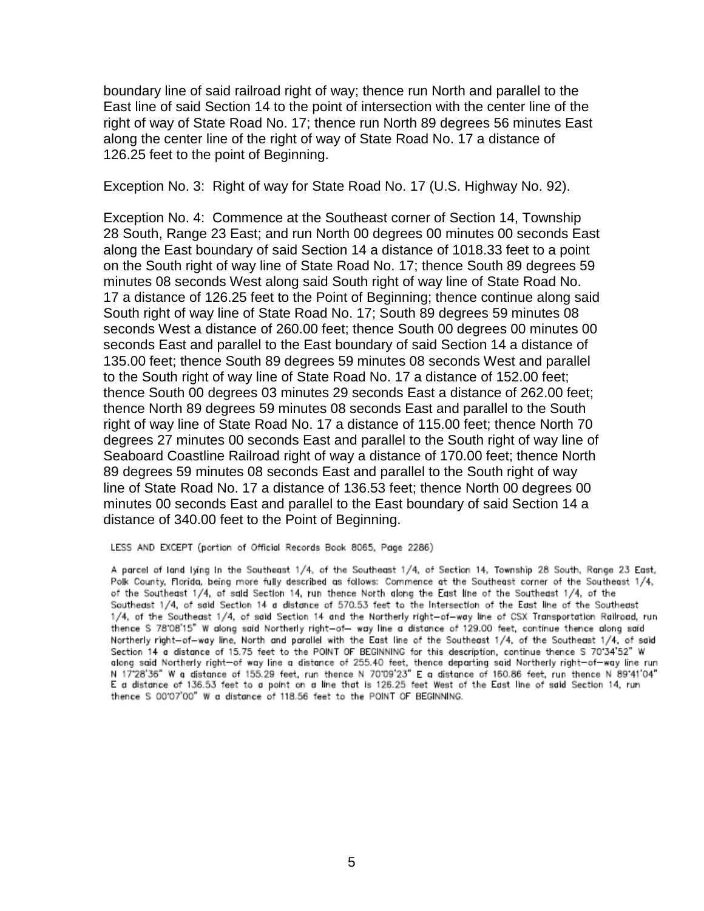boundary line of said railroad right of way; thence run North and parallel to the East line of said Section 14 to the point of intersection with the center line of the right of way of State Road No. 17; thence run North 89 degrees 56 minutes East along the center line of the right of way of State Road No. 17 a distance of 126.25 feet to the point of Beginning.

Exception No. 3: Right of way for State Road No. 17 (U.S. Highway No. 92).

Exception No. 4: Commence at the Southeast corner of Section 14, Township 28 South, Range 23 East; and run North 00 degrees 00 minutes 00 seconds East along the East boundary of said Section 14 a distance of 1018.33 feet to a point on the South right of way line of State Road No. 17; thence South 89 degrees 59 minutes 08 seconds West along said South right of way line of State Road No. 17 a distance of 126.25 feet to the Point of Beginning; thence continue along said South right of way line of State Road No. 17; South 89 degrees 59 minutes 08 seconds West a distance of 260.00 feet; thence South 00 degrees 00 minutes 00 seconds East and parallel to the East boundary of said Section 14 a distance of 135.00 feet; thence South 89 degrees 59 minutes 08 seconds West and parallel to the South right of way line of State Road No. 17 a distance of 152.00 feet; thence South 00 degrees 03 minutes 29 seconds East a distance of 262.00 feet; thence North 89 degrees 59 minutes 08 seconds East and parallel to the South right of way line of State Road No. 17 a distance of 115.00 feet; thence North 70 degrees 27 minutes 00 seconds East and parallel to the South right of way line of Seaboard Coastline Railroad right of way a distance of 170.00 feet; thence North 89 degrees 59 minutes 08 seconds East and parallel to the South right of way line of State Road No. 17 a distance of 136.53 feet; thence North 00 degrees 00 minutes 00 seconds East and parallel to the East boundary of said Section 14 a distance of 340.00 feet to the Point of Beginning.

LESS AND EXCEPT (portion of Official Records Book 8065, Page 2286)

A parcel of land lying in the Southeast 1/4, of the Southeast 1/4, of Section 14, Township 28 South, Range 23 East, Polk County, Florida, being more fully described as follows: Commence at the Southeast corner of the Southeast 1/4, of the Southeast 1/4, of said Section 14, run thence North along the East line of the Southeast 1/4, of the Southeast 1/4, of said Section 14 a distance of 570.53 feet to the Intersection of the East line of the Southeast 1/4, of the Southeast 1/4, of said Section 14 and the Northerly right-of-way line of CSX Transportation Railroad, run thence S 78°08'15" W along said Northerly right-of- way line a distance of 129.00 feet, continue thence along said Northerly right-of-way line, North and parallel with the East line of the Southeast 1/4, of the Southeast 1/4, of said Section 14 a distance of 15.75 feet to the POINT OF BEGINNING for this description, continue thence S 70°34'52" W along said Northerly right-of way line a distance of 255.40 feet, thence departing said Northerly right-of-way line run N 17°28'36" W a distance of 155.29 feet, run thence N 70°09'23" E a distance of 160.86 feet, run thence N 89°41'04" E a distance of 136.53 feet to a point on a line that is 126.25 feet West of the East line of said Section 14, run thence S 00°07'00" W a distance of 118.56 feet to the POINT OF BEGINNING.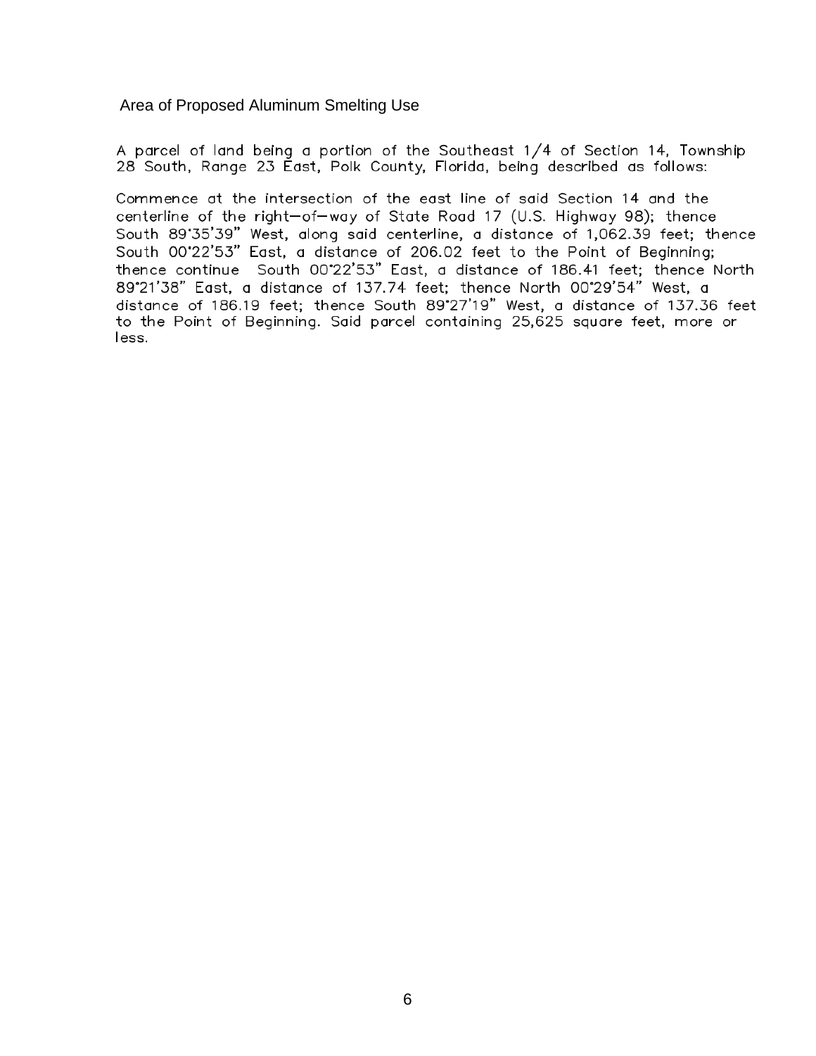Area of Proposed Aluminum Smelting Use

A parcel of land being a portion of the Southeast 1/4 of Section 14, Township 28 South, Range 23 East, Polk County, Florida, being described as follows:

Commence at the intersection of the east line of said Section 14 and the centerline of the right—of—way of State Road 17 (U.S. Highway 98); thence South 89°35'39" West, along said centerline, a distance of 1,062.39 feet; thence South 00°22'53" East, a distance of 206.02 feet to the Point of Beginning; thence continue South 00°22'53" East, a distance of 186.41 feet; thence North 89°21'38" East, a distance of 137.74 feet; thence North 00°29'54" West, a distance of 186.19 feet; thence South 89°27'19" West, a distance of 137.36 feet to the Point of Beginning. Said parcel containing 25,625 square feet, more or less.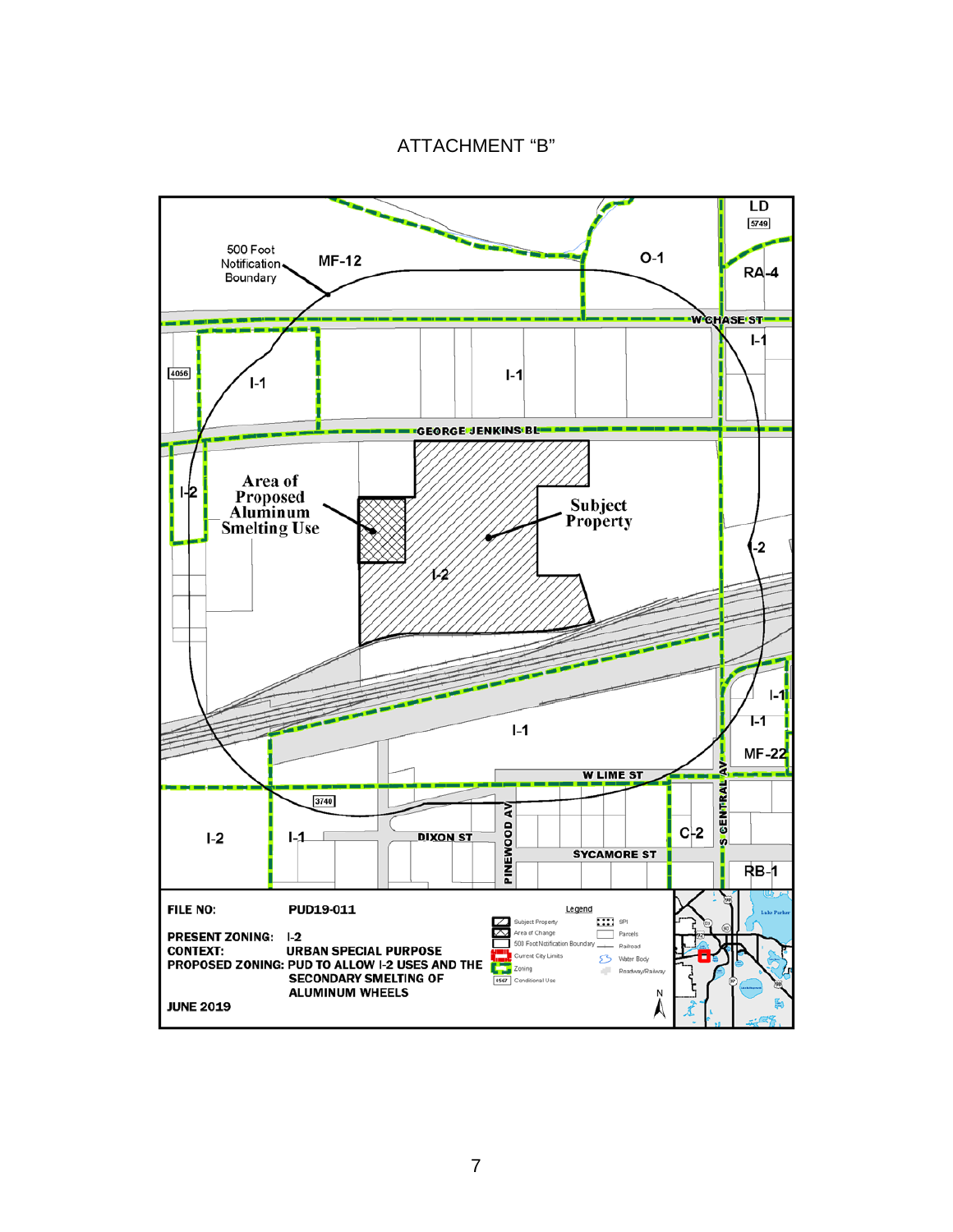# ATTACHMENT "B"

500 Foot Notification Boundary

MF-12

O-1

LD

5749

RA-4

W CHASE ST

I-1

4056

I-1

I-1

GEORGE JENKINS BL

I-2

Area of Proposed Aluminum Smelting Use

Subject Property

I-2

I-2

I-1

I-1

I-1

MF-22

W LIME ST

3740

I-2

I-1

DIXON ST

PINEWOOD AV

SYCAMORE ST

C-2

S CENTRAL AV

RB-1

**FILE NO:** PUD19-011

**PRESENT ZONING:** I-2

**CONTEXT:** URBAN SPECIAL PURPOSE

**PROPOSED ZONING:** PUD TO ALLOW I-2 USES AND THE SECONDARY SMELTING OF ALUMINUM WHEELS

**JUNE 2019**

Legend

- Subject Property
- Area of Change
- 500 Foot Notification Boundary
- Current City Limits
- Zoning
- 4567 Conditional Use
- SPI
- Parcels
- Railroad
- Water Body
- Roadway/Railway

N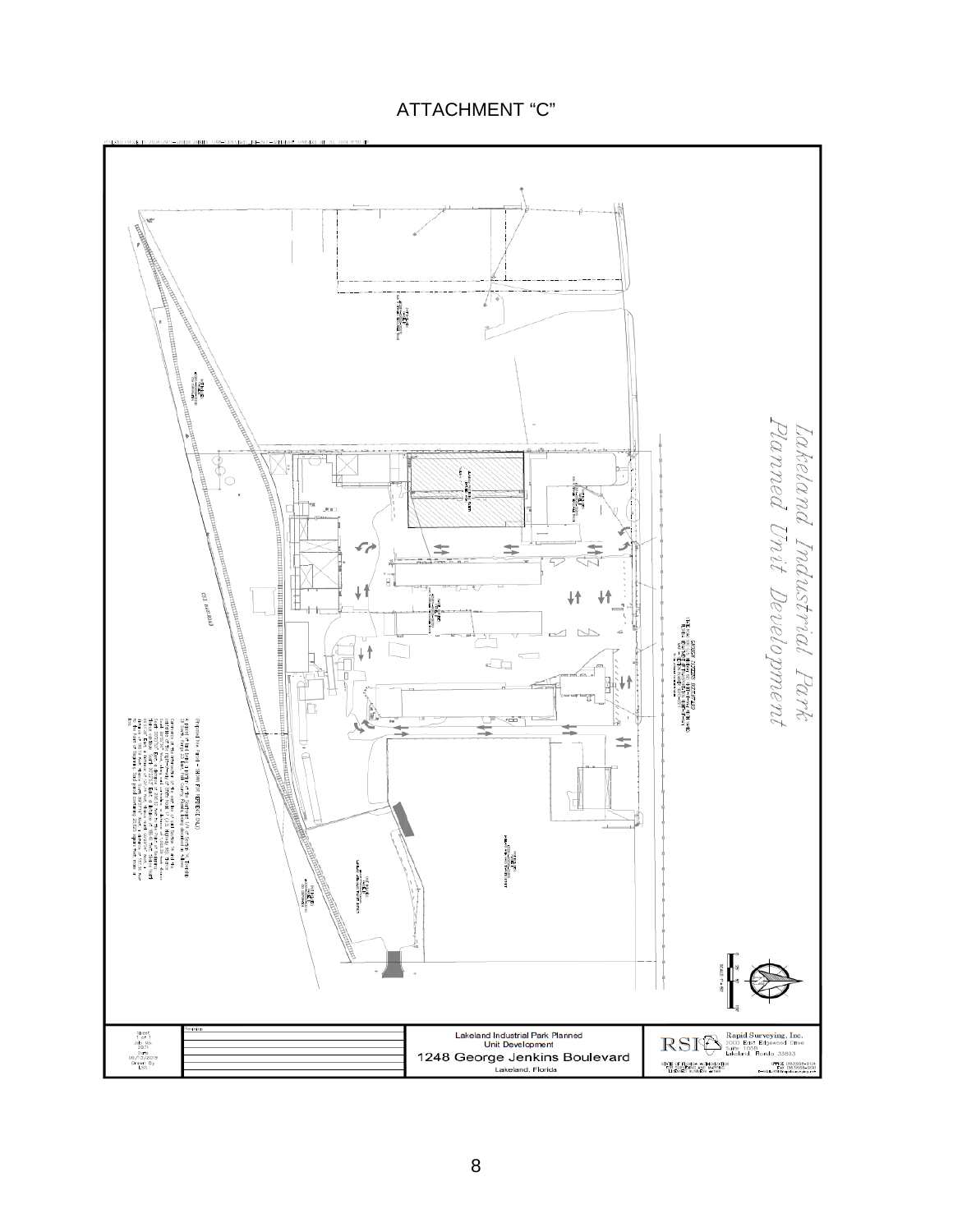# ATTACHMENT "C"

*Lakeland Industrial Park Planned Unit Development*

Sheet 1 of 1

Job No. 2971

Date 06/10/2019

Drawn By LSS

Lakeland Industrial Park Planned Unit Development

1248 George Jenkins Boulevard

Lakeland, Florida

Rapid Surveying, Inc.

2000 East Edgewood Drive

Suite 105B

Lakeland, Florida 33803